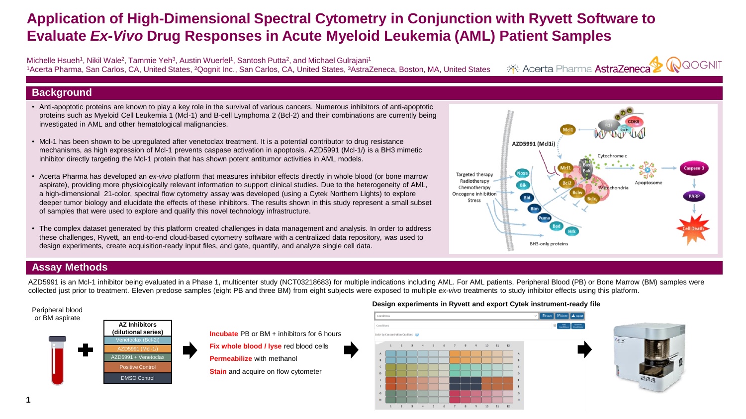# Application of High-Dimensional Spectral Cytometry in Conjunction with Ryvett Software to Evaluate *Ex-Vivo* Drug Responses in Acute Myeloid Leukemia (AML) Patient Samples

Michelle Hsueh[1], Nikil Wale[2], Tammie Yeh[3], Austin Wuerfel[1], Santosh Putta[2], and Michael Gulrajani[1]

[1]Acerta Pharma, San Carlos, CA, United States, [2]Qognit Inc., San Carlos, CA, United States, [3]AstraZeneca, Boston, MA, United States

## Background

- Anti-apoptotic proteins are known to play a key role in the survival of various cancers. Numerous inhibitors of anti-apoptotic proteins such as Myeloid Cell Leukemia 1 (Mcl-1) and B-cell Lymphoma 2 (Bcl-2) and their combinations are currently being investigated in AML and other hematological malignancies.
- Mcl-1 has been shown to be upregulated after venetoclax treatment. It is a potential contributor to drug resistance mechanisms, as high expression of Mcl-1 prevents caspase activation in apoptosis. AZD5991 (Mcl-1*i*) is a BH3 mimetic inhibitor directly targeting the Mcl-1 protein that has shown potent antitumor activities in AML models.
- Acerta Pharma has developed an *ex-vivo* platform that measures inhibitor effects directly in whole blood (or bone marrow aspirate), providing more physiologically relevant information to support clinical studies. Due to the heterogeneity of AML, a high-dimensional 21-color, spectral flow cytometry assay was developed (using a Cytek Northern Lights) to explore deeper tumor biology and elucidate the effects of these inhibitors. The results shown in this study represent a small subset of samples that were used to explore and qualify this novel technology infrastructure.
- The complex dataset generated by this platform created challenges in data management and analysis. In order to address these challenges, Ryvett, an end-to-end cloud-based cytometry software with a centralized data repository, was used to design experiments, create acquisition-ready input files, and gate, quantify, and analyze single cell data.

## Assay Methods

AZD5991 is an Mcl-1 inhibitor being evaluated in a Phase 1, multicenter study (NCT03218683) for multiple indications including AML. For AML patients, Peripheral Blood (PB) or Bone Marrow (BM) samples were collected just prior to treatment. Eleven predose samples (eight PB and three BM) from eight subjects were exposed to multiple *ex-vivo* treatments to study inhibitor effects using this platform.

Peripheral blood or BM aspirate

| AZ Inhibitors (dilutional series) |
| --- |
| Venetoclax (Bcl-2*i*) |
| AZD5991 (Mcl-1*i*) |
| AZD5991 + Venetoclax |
| Positive Control |
| DMSO Control |

**Incubate** PB or BM + inhibitors for 6 hours

**Fix whole blood / lyse** red blood cells

**Permeabilize** with methanol

**Stain** and acquire on flow cytometer

**Design experiments in Ryvett and export Cytek instrument-ready file**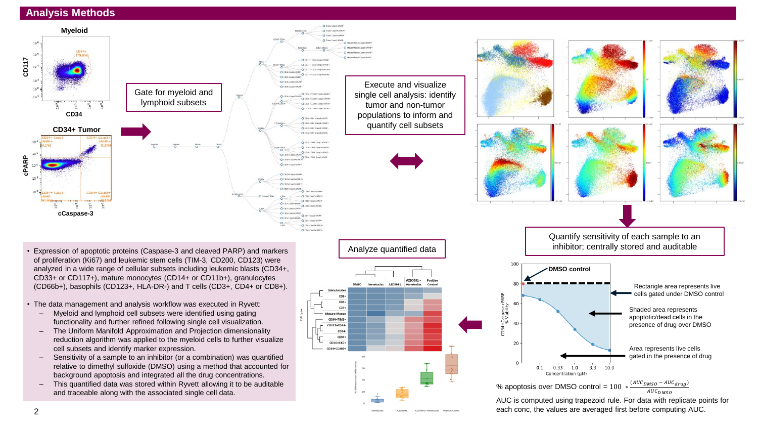## Analysis Methods

Gate for myeloid and lymphoid subsets

Execute and visualize single cell analysis: identify tumor and non-tumor populations to inform and quantify cell subsets

Quantify sensitivity of each sample to an inhibitor; centrally stored and auditable

Analyze quantified data

- Expression of apoptotic proteins (Caspase-3 and cleaved PARP) and markers of proliferation (Ki67) and leukemic stem cells (TIM-3, CD200, CD123) were analyzed in a wide range of cellular subsets including leukemic blasts (CD34+, CD33+ or CD117+), mature monocytes (CD14+ or CD11b+), granulocytes (CD66b+), basophils (CD123+, HLA-DR-) and T cells (CD3+, CD4+ or CD8+).
- The data management and analysis workflow was executed in Ryvett:
  - Myeloid and lymphoid cell subsets were identified using gating functionality and further refined following single cell visualization.
  - The Uniform Manifold Approximation and Projection dimensionality reduction algorithm was applied to the myeloid cells to further visualize cell subsets and identify marker expression.
  - Sensitivity of a sample to an inhibitor (or a combination) was quantified relative to dimethyl sulfoxide (DMSO) using a method that accounted for background apoptosis and integrated all the drug concentrations.
  - This quantified data was stored within Ryvett allowing it to be auditable and traceable along with the associated single cell data.

DMSO control

Rectangle area represents live cells gated under DMSO control

Shaded area represents apoptotic/dead cells in the presence of drug over DMSO

Area represents live cells gated in the presence of drug

$$\% \text{ apoptosis over DMSO control} = 100 * \frac{(AUC_{DMSO} - AUC_{drug})}{AUC_{DMSO}}$$

AUC is computed using trapezoid rule. For data with replicate points for each conc, the values are averaged first before computing AUC.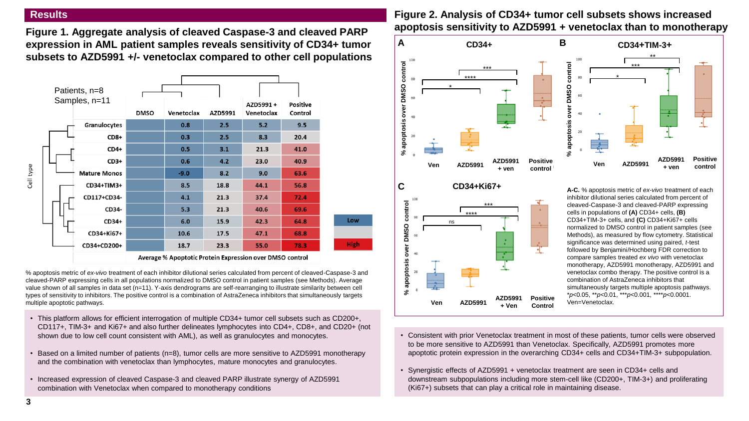## Results

### Figure 1. Aggregate analysis of cleaved Caspase-3 and cleaved PARP expression in AML patient samples reveals sensitivity of CD34+ tumor subsets to AZD5991 +/- venetoclax compared to other cell populations

Patients, n=8
Samples, n=11

| Cell type | DMSO | Venetoclax | AZD5991 | AZD5991 + Venetoclax | Positive Control |
|---|---|---|---|---|---|
| Granulocytes | | 0.8 | 2.5 | 5.2 | 9.5 |
| CD8+ | | 0.3 | 2.5 | 8.3 | 20.4 |
| CD4+ | | 0.5 | 3.1 | 21.3 | 41.0 |
| CD3+ | | 0.6 | 4.2 | 23.0 | 40.9 |
| Mature Monos | | -9.0 | 8.2 | 9.0 | 63.6 |
| CD34+TIM3+ | | 8.5 | 18.8 | 44.1 | 56.8 |
| CD117+CD34- | | 4.1 | 21.3 | 37.4 | 72.4 |
| CD34- | | 5.3 | 21.3 | 40.6 | 69.6 |
| CD34+ | | 6.0 | 15.9 | 42.3 | 64.8 |
| CD34+Ki67+ | | 10.6 | 17.5 | 47.1 | 68.8 |
| CD34+CD200+ | | 18.7 | 23.3 | 55.0 | 78.3 |

Average % Apoptotic Protein Expression over DMSO control

Low / High

% apoptosis metric of *ex-vivo* treatment of each inhibitor dilutional series calculated from percent of cleaved-Caspase-3 and cleaved-PARP expressing cells in all populations normalized to DMSO control in patient samples (see Methods). Average value shown of all samples in data set (n=11). Y-axis dendrograms are self-rearranging to illustrate similarity between cell types of sensitivity to inhibitors. The positive control is a combination of AstraZeneca inhibitors that simultaneously targets multiple apoptotic pathways.

- This platform allows for efficient interrogation of multiple CD34+ tumor cell subsets such as CD200+, CD117+, TIM-3+ and Ki67+ and also further delineates lymphocytes into CD4+, CD8+, and CD20+ (not shown due to low cell count consistent with AML), as well as granulocytes and monocytes.
- Based on a limited number of patients (n=8), tumor cells are more sensitive to AZD5991 monotherapy and the combination with venetoclax than lymphocytes, mature monocytes and granulocytes.
- Increased expression of cleaved Caspase-3 and cleaved PARP illustrate synergy of AZD5991 combination with Venetoclax when compared to monotherapy conditions

### Figure 2. Analysis of CD34+ tumor cell subsets shows increased apoptosis sensitivity to AZD5991 + venetoclax than to monotherapy

**A-C.** % apoptosis metric of *ex-vivo* treatment of each inhibitor dilutional series calculated from percent of cleaved-Caspase-3 and cleaved-PARP expressing cells in populations of **(A)** CD34+ cells, **(B)** CD34+TIM-3+ cells, and **(C)** CD34+Ki67+ cells normalized to DMSO control in patient samples (see Methods), as measured by flow cytometry. Statistical significance was determined using paired, *t*-test followed by Benjamini/Hochberg FDR correction to compare samples treated *ex vivo* with venetoclax monotherapy, AZD5991 monotherapy, AZD5991 and venetoclax combo therapy. The positive control is a combination of AstraZeneca inhibitors that simultaneously targets multiple apoptosis pathways. \*$p<0.05$, \*\*$p<0.01$, \*\*\*$p<0.001$, \*\*\*\*$p<0.0001$. Ven=Venetoclax.

- Consistent with prior Venetoclax treatment in most of these patients, tumor cells were observed to be more sensitive to AZD5991 than Venetoclax. Specifically, AZD5991 promotes more apoptotic protein expression in the overarching CD34+ cells and CD34+TIM-3+ subpopulation.
- Synergistic effects of AZD5991 + venetoclax treatment are seen in CD34+ cells and downstream subpopulations including more stem-cell like (CD200+, TIM-3+) and proliferating (Ki67+) subsets that can play a critical role in maintaining disease.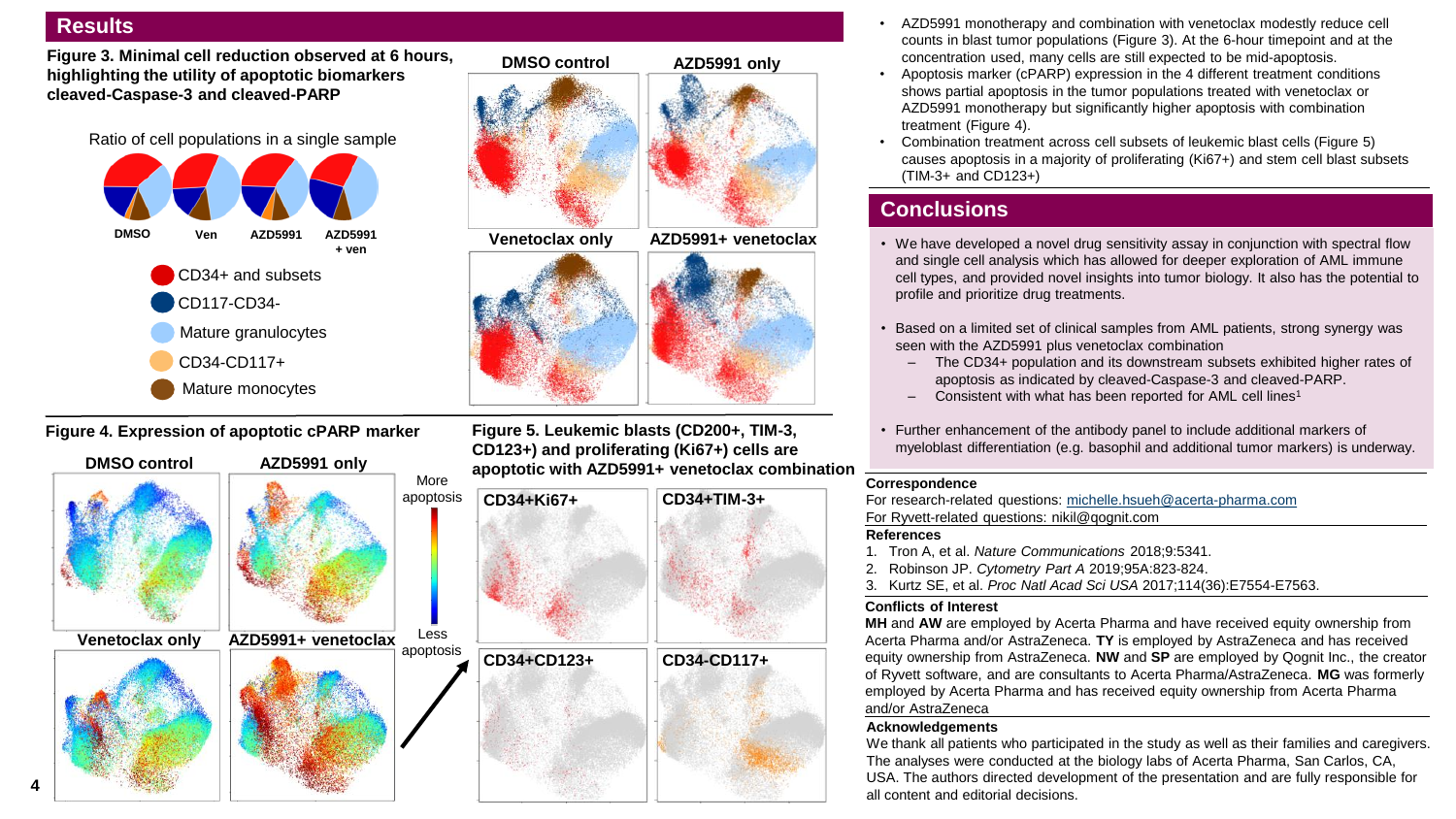## Results

**Figure 3. Minimal cell reduction observed at 6 hours, highlighting the utility of apoptotic biomarkers cleaved-Caspase-3 and cleaved-PARP**

Ratio of cell populations in a single sample

DMSO
Ven
AZD5991
AZD5991 + ven

CD34+ and subsets
CD117-CD34-
Mature granulocytes
CD34-CD117+
Mature monocytes

DMSO control
AZD5991 only
Venetoclax only
AZD5991+ venetoclax

**Figure 4. Expression of apoptotic cPARP marker**

DMSO control
AZD5991 only
Venetoclax only
AZD5991+ venetoclax

More apoptosis
Less apoptosis

**Figure 5. Leukemic blasts (CD200+, TIM-3, CD123+) and proliferating (Ki67+) cells are apoptotic with AZD5991+ venetoclax combination**

CD34+Ki67+
CD34+TIM-3+
CD34+CD123+
CD34-CD117+

- AZD5991 monotherapy and combination with venetoclax modestly reduce cell counts in blast tumor populations (Figure 3). At the 6-hour timepoint and at the concentration used, many cells are still expected to be mid-apoptosis.
- Apoptosis marker (cPARP) expression in the 4 different treatment conditions shows partial apoptosis in the tumor populations treated with venetoclax or AZD5991 monotherapy but significantly higher apoptosis with combination treatment (Figure 4).
- Combination treatment across cell subsets of leukemic blast cells (Figure 5) causes apoptosis in a majority of proliferating (Ki67+) and stem cell blast subsets (TIM-3+ and CD123+)

## Conclusions

- We have developed a novel drug sensitivity assay in conjunction with spectral flow and single cell analysis which has allowed for deeper exploration of AML immune cell types, and provided novel insights into tumor biology. It also has the potential to profile and prioritize drug treatments.
- Based on a limited set of clinical samples from AML patients, strong synergy was seen with the AZD5991 plus venetoclax combination
  - The CD34+ population and its downstream subsets exhibited higher rates of apoptosis as indicated by cleaved-Caspase-3 and cleaved-PARP.
  - Consistent with what has been reported for AML cell lines[1]
- Further enhancement of the antibody panel to include additional markers of myeloblast differentiation (e.g. basophil and additional tumor markers) is underway.

**Correspondence**

For research-related questions: michelle.hsueh@acerta-pharma.com
For Ryvett-related questions: nikil@qognit.com

**References**

1. Tron A, et al. *Nature Communications* 2018;9:5341.
2. Robinson JP. *Cytometry Part A* 2019;95A:823-824.
3. Kurtz SE, et al. *Proc Natl Acad Sci USA* 2017;114(36):E7554-E7563.

**Conflicts of Interest**

**MH** and **AW** are employed by Acerta Pharma and have received equity ownership from Acerta Pharma and/or AstraZeneca. **TY** is employed by AstraZeneca and has received equity ownership from AstraZeneca. **NW** and **SP** are employed by Qognit Inc., the creator of Ryvett software, and are consultants to Acerta Pharma/AstraZeneca. **MG** was formerly employed by Acerta Pharma and has received equity ownership from Acerta Pharma and/or AstraZeneca

**Acknowledgements**

We thank all patients who participated in the study as well as their families and caregivers. The analyses were conducted at the biology labs of Acerta Pharma, San Carlos, CA, USA. The authors directed development of the presentation and are fully responsible for all content and editorial decisions.